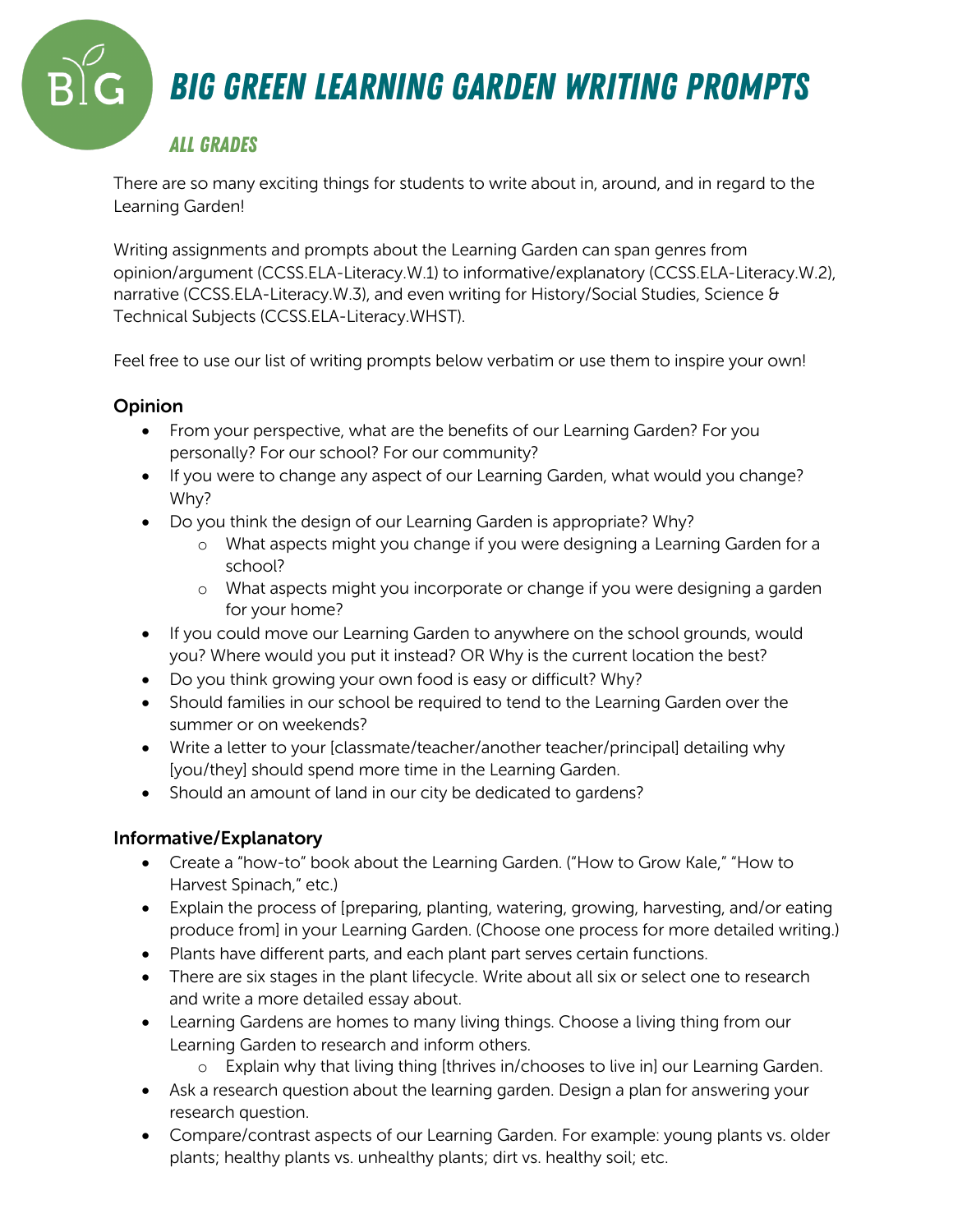# BIG GREEN LEARNING GARDEN WRITING PROMPTS

## ALL GRADES

There are so many exciting things for students to write about in, around, and in regard to the Learning Garden!

Writing assignments and prompts about the Learning Garden can span genres from opinion/argument (CCSS.ELA-Literacy.W.1) to informative/explanatory (CCSS.ELA-Literacy.W.2), narrative (CCSS.ELA-Literacy.W.3), and even writing for History/Social Studies, Science & Technical Subjects (CCSS.ELA-Literacy.WHST).

Feel free to use our list of writing prompts below verbatim or use them to inspire your own!

### Opinion

- From your perspective, what are the benefits of our Learning Garden? For you personally? For our school? For our community?
- If you were to change any aspect of our Learning Garden, what would you change? Why?
- Do you think the design of our Learning Garden is appropriate? Why?
  - What aspects might you change if you were designing a Learning Garden for a school?
  - What aspects might you incorporate or change if you were designing a garden for your home?
- If you could move our Learning Garden to anywhere on the school grounds, would you? Where would you put it instead? OR Why is the current location the best?
- Do you think growing your own food is easy or difficult? Why?
- Should families in our school be required to tend to the Learning Garden over the summer or on weekends?
- Write a letter to your [classmate/teacher/another teacher/principal] detailing why [you/they] should spend more time in the Learning Garden.
- Should an amount of land in our city be dedicated to gardens?

### Informative/Explanatory

- Create a "how-to" book about the Learning Garden. ("How to Grow Kale," "How to Harvest Spinach," etc.)
- Explain the process of [preparing, planting, watering, growing, harvesting, and/or eating produce from] in your Learning Garden. (Choose one process for more detailed writing.)
- Plants have different parts, and each plant part serves certain functions.
- There are six stages in the plant lifecycle. Write about all six or select one to research and write a more detailed essay about.
- Learning Gardens are homes to many living things. Choose a living thing from our Learning Garden to research and inform others.
  - Explain why that living thing [thrives in/chooses to live in] our Learning Garden.
- Ask a research question about the learning garden. Design a plan for answering your research question.
- Compare/contrast aspects of our Learning Garden. For example: young plants vs. older plants; healthy plants vs. unhealthy plants; dirt vs. healthy soil; etc.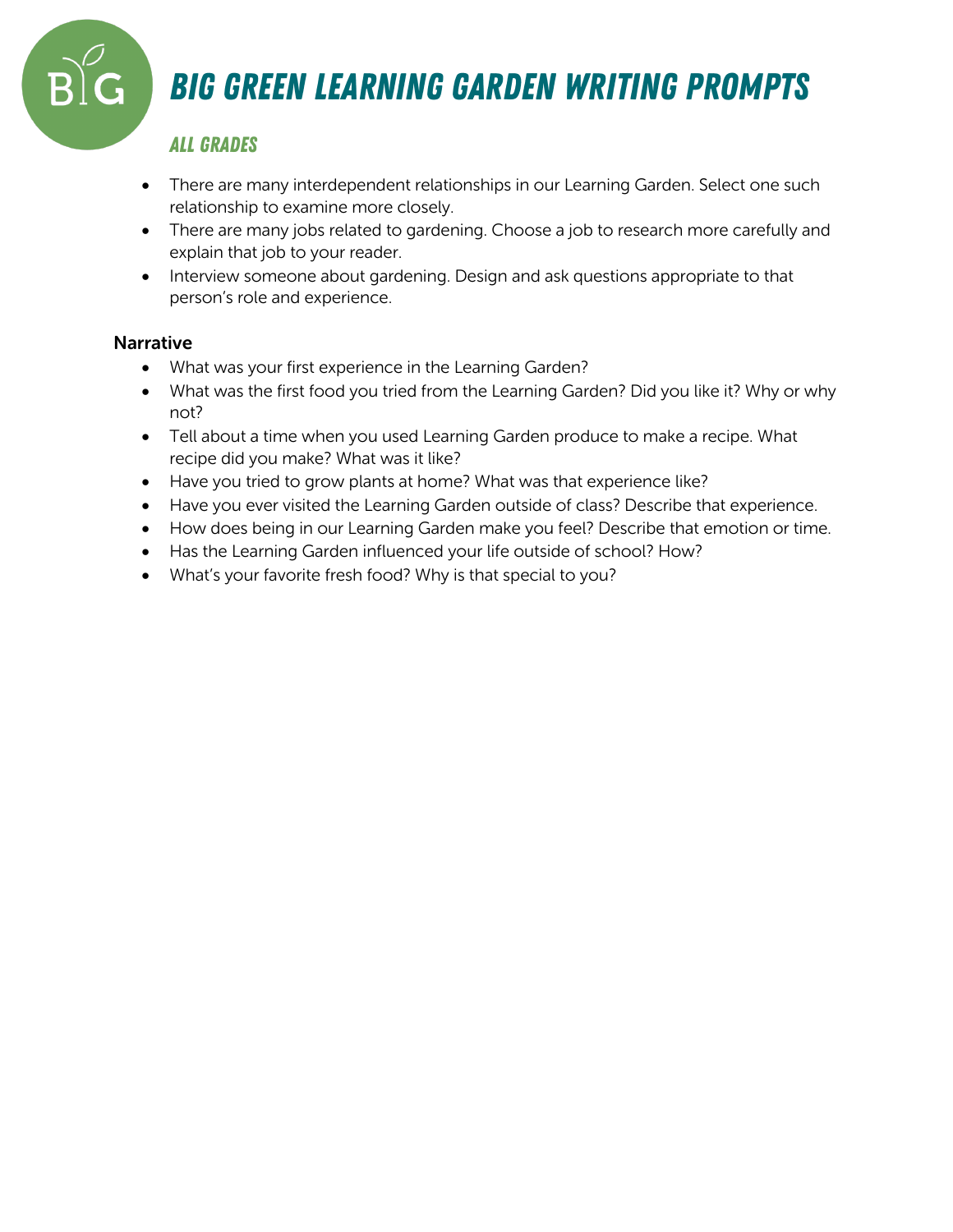# BIG GREEN LEARNING GARDEN WRITING PROMPTS

## ALL GRADES

- There are many interdependent relationships in our Learning Garden. Select one such relationship to examine more closely.
- There are many jobs related to gardening. Choose a job to research more carefully and explain that job to your reader.
- Interview someone about gardening. Design and ask questions appropriate to that person's role and experience.

**Narrative**

- What was your first experience in the Learning Garden?
- What was the first food you tried from the Learning Garden? Did you like it? Why or why not?
- Tell about a time when you used Learning Garden produce to make a recipe. What recipe did you make? What was it like?
- Have you tried to grow plants at home? What was that experience like?
- Have you ever visited the Learning Garden outside of class? Describe that experience.
- How does being in our Learning Garden make you feel? Describe that emotion or time.
- Has the Learning Garden influenced your life outside of school? How?
- What's your favorite fresh food? Why is that special to you?